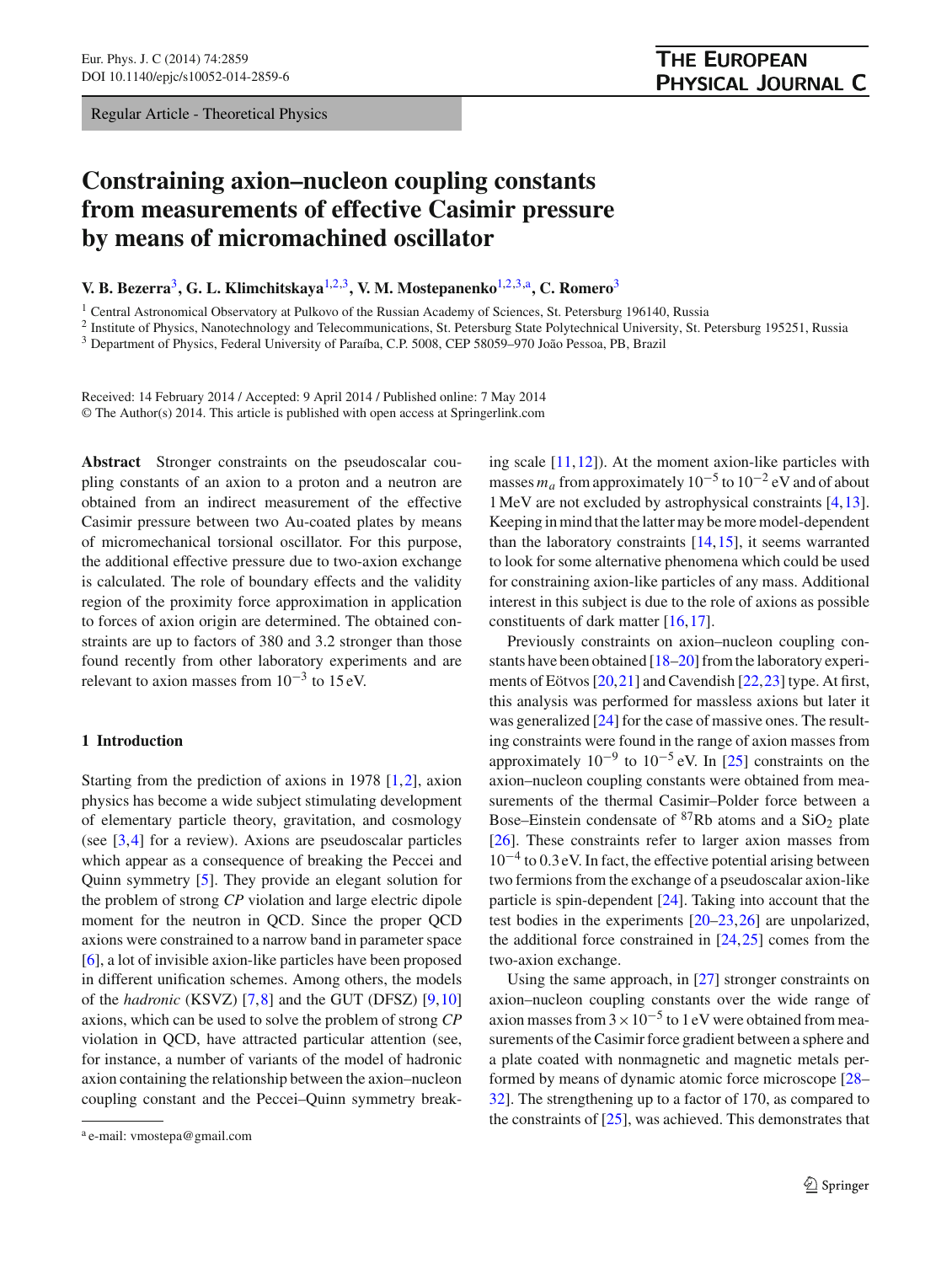Regular Article - Theoretical Physics

# Constraining axion–nucleon coupling constants from measurements of effective Casimir pressure by means of micromachined oscillator

**V. B. Bezerra**[3], **G. L. Klimchitskaya**[1,2,3], **V. M. Mostepanenko**[1,2,3,a], **C. Romero**[3]

[1] Central Astronomical Observatory at Pulkovo of the Russian Academy of Sciences, St. Petersburg 196140, Russia
[2] Institute of Physics, Nanotechnology and Telecommunications, St. Petersburg State Polytechnical University, St. Petersburg 195251, Russia
[3] Department of Physics, Federal University of Paraíba, C.P. 5008, CEP 58059–970 João Pessoa, PB, Brazil

Received: 14 February 2014 / Accepted: 9 April 2014 / Published online: 7 May 2014
© The Author(s) 2014. This article is published with open access at Springerlink.com

**Abstract** Stronger constraints on the pseudoscalar coupling constants of an axion to a proton and a neutron are obtained from an indirect measurement of the effective Casimir pressure between two Au-coated plates by means of micromechanical torsional oscillator. For this purpose, the additional effective pressure due to two-axion exchange is calculated. The role of boundary effects and the validity region of the proximity force approximation in application to forces of axion origin are determined. The obtained constraints are up to factors of 380 and 3.2 stronger than those found recently from other laboratory experiments and are relevant to axion masses from $10^{-3}$ to 15 eV.

## 1 Introduction

Starting from the prediction of axions in 1978 [1,2], axion physics has become a wide subject stimulating development of elementary particle theory, gravitation, and cosmology (see [3,4] for a review). Axions are pseudoscalar particles which appear as a consequence of breaking the Peccei and Quinn symmetry [5]. They provide an elegant solution for the problem of strong *CP* violation and large electric dipole moment for the neutron in QCD. Since the proper QCD axions were constrained to a narrow band in parameter space [6], a lot of invisible axion-like particles have been proposed in different unification schemes. Among others, the models of the *hadronic* (KSVZ) [7,8] and the GUT (DFSZ) [9,10] axions, which can be used to solve the problem of strong *CP* violation in QCD, have attracted particular attention (see, for instance, a number of variants of the model of hadronic axion containing the relationship between the axion–nucleon coupling constant and the Peccei–Quinn symmetry breaking scale [11,12]). At the moment axion-like particles with masses $m_a$ from approximately $10^{-5}$ to $10^{-2}$ eV and of about 1 MeV are not excluded by astrophysical constraints [4,13]. Keeping in mind that the latter may be more model-dependent than the laboratory constraints [14,15], it seems warranted to look for some alternative phenomena which could be used for constraining axion-like particles of any mass. Additional interest in this subject is due to the role of axions as possible constituents of dark matter [16,17].

Previously constraints on axion–nucleon coupling constants have been obtained [18–20] from the laboratory experiments of Eötvos [20,21] and Cavendish [22,23] type. At first, this analysis was performed for massless axions but later it was generalized [24] for the case of massive ones. The resulting constraints were found in the range of axion masses from approximately $10^{-9}$ to $10^{-5}$ eV. In [25] constraints on the axion–nucleon coupling constants were obtained from measurements of the thermal Casimir–Polder force between a Bose–Einstein condensate of $^{87}$Rb atoms and a $SiO_2$ plate [26]. These constraints refer to larger axion masses from $10^{-4}$ to 0.3 eV. In fact, the effective potential arising between two fermions from the exchange of a pseudoscalar axion-like particle is spin-dependent [24]. Taking into account that the test bodies in the experiments [20–23,26] are unpolarized, the additional force constrained in [24,25] comes from the two-axion exchange.

Using the same approach, in [27] stronger constraints on axion–nucleon coupling constants over the wide range of axion masses from $3 \times 10^{-5}$ to 1 eV were obtained from measurements of the Casimir force gradient between a sphere and a plate coated with nonmagnetic and magnetic metals performed by means of dynamic atomic force microscope [28–32]. The strengthening up to a factor of 170, as compared to the constraints of [25], was achieved. This demonstrates that

[a] e-mail: vmostepa@gmail.com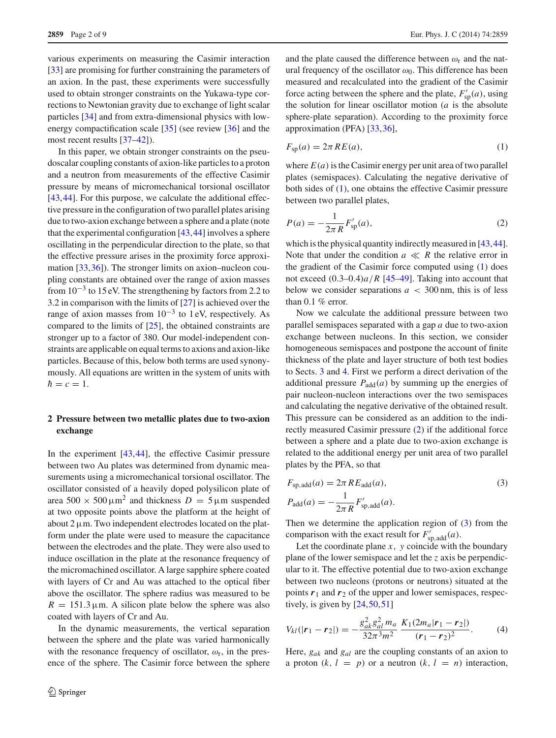various experiments on measuring the Casimir interaction [33] are promising for further constraining the parameters of an axion. In the past, these experiments were successfully used to obtain stronger constraints on the Yukawa-type corrections to Newtonian gravity due to exchange of light scalar particles [34] and from extra-dimensional physics with low-energy compactification scale [35] (see review [36] and the most recent results [37–42]).

In this paper, we obtain stronger constraints on the pseudoscalar coupling constants of axion-like particles to a proton and a neutron from measurements of the effective Casimir pressure by means of micromechanical torsional oscillator [43,44]. For this purpose, we calculate the additional effective pressure in the configuration of two parallel plates arising due to two-axion exchange between a sphere and a plate (note that the experimental configuration [43,44] involves a sphere oscillating in the perpendicular direction to the plate, so that the effective pressure arises in the proximity force approximation [33,36]). The stronger limits on axion–nucleon coupling constants are obtained over the range of axion masses from $10^{-3}$ to 15 eV. The strengthening by factors from 2.2 to 3.2 in comparison with the limits of [27] is achieved over the range of axion masses from $10^{-3}$ to 1 eV, respectively. As compared to the limits of [25], the obtained constraints are stronger up to a factor of 380. Our model-independent constraints are applicable on equal terms to axions and axion-like particles. Because of this, below both terms are used synonymously. All equations are written in the system of units with $\hbar = c = 1$.

## 2 Pressure between two metallic plates due to two-axion exchange

In the experiment [43,44], the effective Casimir pressure between two Au plates was determined from dynamic measurements using a micromechanical torsional oscillator. The oscillator consisted of a heavily doped polysilicon plate of area $500 \times 500\,\mu\text{m}^2$ and thickness $D = 5\,\mu$m suspended at two opposite points above the platform at the height of about $2\,\mu$m. Two independent electrodes located on the platform under the plate were used to measure the capacitance between the electrodes and the plate. They were also used to induce oscillation in the plate at the resonance frequency of the micromachined oscillator. A large sapphire sphere coated with layers of Cr and Au was attached to the optical fiber above the oscillator. The sphere radius was measured to be $R = 151.3\,\mu$m. A silicon plate below the sphere was also coated with layers of Cr and Au.

In the dynamic measurements, the vertical separation between the sphere and the plate was varied harmonically with the resonance frequency of oscillator, $\omega_r$, in the presence of the sphere. The Casimir force between the sphere and the plate caused the difference between $\omega_r$ and the natural frequency of the oscillator $\omega_0$. This difference has been measured and recalculated into the gradient of the Casimir force acting between the sphere and the plate, $F'_{\text{sp}}(a)$, using the solution for linear oscillator motion ($a$ is the absolute sphere-plate separation). According to the proximity force approximation (PFA) [33,36],

$$F_{\text{sp}}(a) = 2\pi R E(a), \tag{1}$$

where $E(a)$ is the Casimir energy per unit area of two parallel plates (semispaces). Calculating the negative derivative of both sides of (1), one obtains the effective Casimir pressure between two parallel plates,

$$P(a) = -\frac{1}{2\pi R} F'_{\text{sp}}(a), \tag{2}$$

which is the physical quantity indirectly measured in [43,44]. Note that under the condition $a \ll R$ the relative error in the gradient of the Casimir force computed using (1) does not exceed $(0.3$–$0.4)a/R$ [45–49]. Taking into account that below we consider separations $a < 300$ nm, this is of less than 0.1 % error.

Now we calculate the additional pressure between two parallel semispaces separated with a gap $a$ due to two-axion exchange between nucleons. In this section, we consider homogeneous semispaces and postpone the account of finite thickness of the plate and layer structure of both test bodies to Sects. 3 and 4. First we perform a direct derivation of the additional pressure $P_{\text{add}}(a)$ by summing up the energies of pair nucleon-nucleon interactions over the two semispaces and calculating the negative derivative of the obtained result. This pressure can be considered as an addition to the indirectly measured Casimir pressure (2) if the additional force between a sphere and a plate due to two-axion exchange is related to the additional energy per unit area of two parallel plates by the PFA, so that

$$F_{\text{sp,add}}(a) = 2\pi R E_{\text{add}}(a),$$
$$P_{\text{add}}(a) = -\frac{1}{2\pi R} F'_{\text{sp,add}}(a). \tag{3}$$

Then we determine the application region of (3) from the comparison with the exact result for $F'_{\text{sp,add}}(a)$.

Let the coordinate plane $x$, $y$ coincide with the boundary plane of the lower semispace and let the $z$ axis be perpendicular to it. The effective potential due to two-axion exchange between two nucleons (protons or neutrons) situated at the points $\boldsymbol{r}_1$ and $\boldsymbol{r}_2$ of the upper and lower semispaces, respectively, is given by [24,50,51]

$$V_{kl}(|\boldsymbol{r}_1 - \boldsymbol{r}_2|) = -\frac{g_{ak}^2 g_{al}^2 m_a}{32\pi^3 m^2} \frac{K_1(2m_a|\boldsymbol{r}_1 - \boldsymbol{r}_2|)}{(\boldsymbol{r}_1 - \boldsymbol{r}_2)^2}. \tag{4}$$

Here, $g_{ak}$ and $g_{al}$ are the coupling constants of an axion to a proton ($k, l = p$) or a neutron ($k, l = n$) interaction,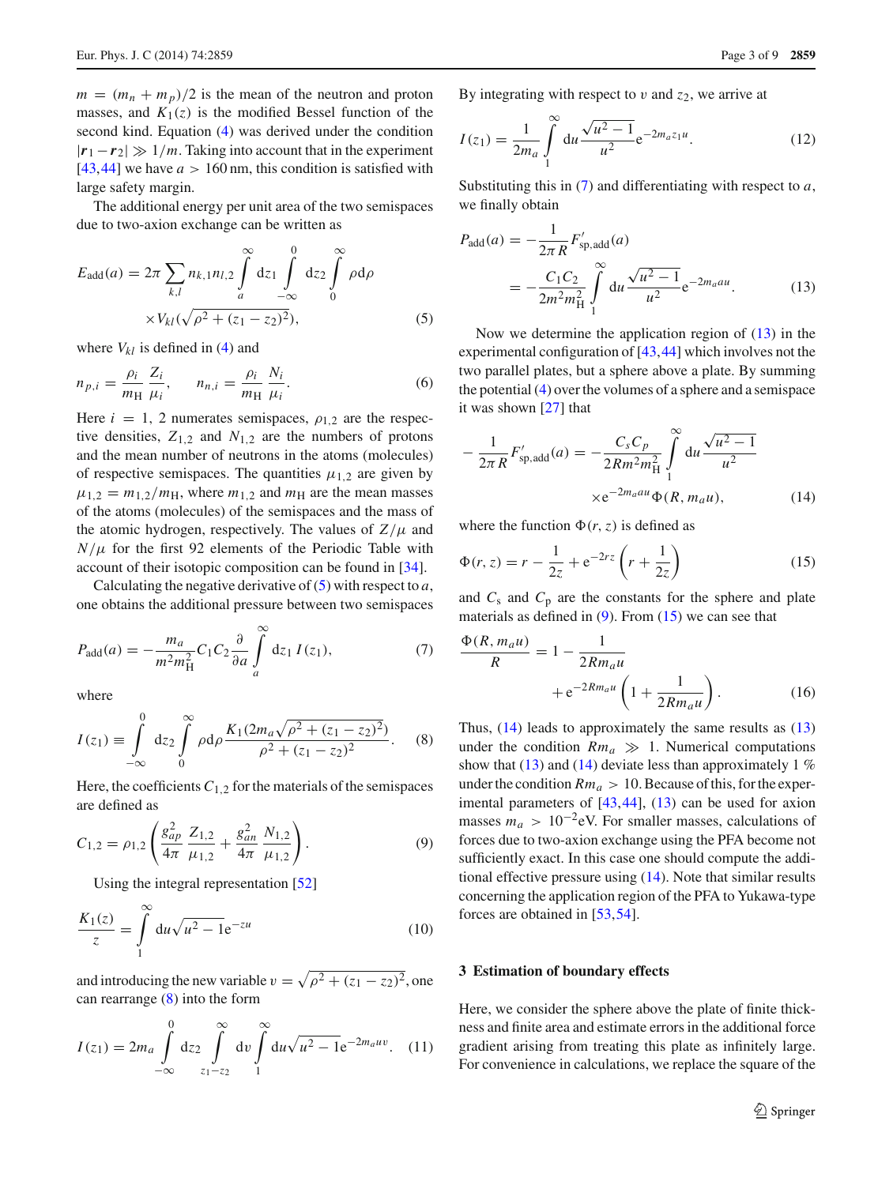$m = (m_n + m_p)/2$ is the mean of the neutron and proton masses, and $K_1(z)$ is the modified Bessel function of the second kind. Equation (4) was derived under the condition $|\boldsymbol{r}_1 - \boldsymbol{r}_2| \gg 1/m$. Taking into account that in the experiment [43,44] we have $a > 160$ nm, this condition is satisfied with large safety margin.

The additional energy per unit area of the two semispaces due to two-axion exchange can be written as

$$E_{\text{add}}(a) = 2\pi \sum_{k,l} n_{k,1} n_{l,2} \int_a^{\infty} dz_1 \int_{-\infty}^{0} dz_2 \int_0^{\infty} \rho d\rho \times V_{kl}(\sqrt{\rho^2 + (z_1 - z_2)^2}), \tag{5}$$

where $V_{kl}$ is defined in (4) and

$$n_{p,i} = \frac{\rho_i}{m_{\text{H}}} \frac{Z_i}{\mu_i}, \qquad n_{n,i} = \frac{\rho_i}{m_{\text{H}}} \frac{N_i}{\mu_i}. \tag{6}$$

Here $i = 1, 2$ numerates semispaces, $\rho_{1,2}$ are the respective densities, $Z_{1,2}$ and $N_{1,2}$ are the numbers of protons and the mean number of neutrons in the atoms (molecules) of respective semispaces. The quantities $\mu_{1,2}$ are given by $\mu_{1,2} = m_{1,2}/m_{\text{H}}$, where $m_{1,2}$ and $m_{\text{H}}$ are the mean masses of the atoms (molecules) of the semispaces and the mass of the atomic hydrogen, respectively. The values of $Z/\mu$ and $N/\mu$ for the first 92 elements of the Periodic Table with account of their isotopic composition can be found in [34].

Calculating the negative derivative of (5) with respect to $a$, one obtains the additional pressure between two semispaces

$$P_{\text{add}}(a) = -\frac{m_a}{m^2 m_{\text{H}}^2} C_1 C_2 \frac{\partial}{\partial a} \int_a^{\infty} dz_1 \, I(z_1), \tag{7}$$

where

$$I(z_1) \equiv \int_{-\infty}^{0} dz_2 \int_0^{\infty} \rho d\rho \frac{K_1(2m_a\sqrt{\rho^2 + (z_1 - z_2)^2})}{\rho^2 + (z_1 - z_2)^2}. \tag{8}$$

Here, the coefficients $C_{1,2}$ for the materials of the semispaces are defined as

$$C_{1,2} = \rho_{1,2} \left( \frac{g_{ap}^2}{4\pi} \frac{Z_{1,2}}{\mu_{1,2}} + \frac{g_{an}^2}{4\pi} \frac{N_{1,2}}{\mu_{1,2}} \right). \tag{9}$$

Using the integral representation [52]

$$\frac{K_1(z)}{z} = \int_1^{\infty} du \sqrt{u^2 - 1} e^{-zu} \tag{10}$$

and introducing the new variable $v = \sqrt{\rho^2 + (z_1 - z_2)^2}$, one can rearrange (8) into the form

$$I(z_1) = 2m_a \int_{-\infty}^{0} dz_2 \int_{z_1 - z_2}^{\infty} dv \int_1^{\infty} du \sqrt{u^2 - 1} e^{-2m_a uv}. \tag{11}$$

By integrating with respect to $v$ and $z_2$, we arrive at

$$I(z_1) = \frac{1}{2m_a} \int_1^{\infty} du \frac{\sqrt{u^2 - 1}}{u^2} e^{-2m_a z_1 u}. \tag{12}$$

Substituting this in (7) and differentiating with respect to $a$, we finally obtain

$$P_{\text{add}}(a) = -\frac{1}{2\pi R} F'_{\text{sp,add}}(a) = -\frac{C_1 C_2}{2m^2 m_{\text{H}}^2} \int_1^{\infty} du \frac{\sqrt{u^2 - 1}}{u^2} e^{-2m_a au}. \tag{13}$$

Now we determine the application region of (13) in the experimental configuration of [43,44] which involves not the two parallel plates, but a sphere above a plate. By summing the potential (4) over the volumes of a sphere and a semispace it was shown [27] that

$$-\frac{1}{2\pi R} F'_{\text{sp,add}}(a) = -\frac{C_s C_p}{2Rm^2 m_{\text{H}}^2} \int_1^{\infty} du \frac{\sqrt{u^2 - 1}}{u^2} \times e^{-2m_a au} \Phi(R, m_a u), \tag{14}$$

where the function $\Phi(r, z)$ is defined as

$$\Phi(r, z) = r - \frac{1}{2z} + e^{-2rz} \left( r + \frac{1}{2z} \right) \tag{15}$$

and $C_s$ and $C_p$ are the constants for the sphere and plate materials as defined in (9). From (15) we can see that

$$\frac{\Phi(R, m_a u)}{R} = 1 - \frac{1}{2Rm_a u} + e^{-2Rm_a u} \left( 1 + \frac{1}{2Rm_a u} \right). \tag{16}$$

Thus, (14) leads to approximately the same results as (13) under the condition $Rm_a \gg 1$. Numerical computations show that (13) and (14) deviate less than approximately 1 % under the condition $Rm_a > 10$. Because of this, for the experimental parameters of [43,44], (13) can be used for axion masses $m_a > 10^{-2}$eV. For smaller masses, calculations of forces due to two-axion exchange using the PFA become not sufficiently exact. In this case one should compute the additional effective pressure using (14). Note that similar results concerning the application region of the PFA to Yukawa-type forces are obtained in [53,54].

## 3 Estimation of boundary effects

Here, we consider the sphere above the plate of finite thickness and finite area and estimate errors in the additional force gradient arising from treating this plate as infinitely large. For convenience in calculations, we replace the square of the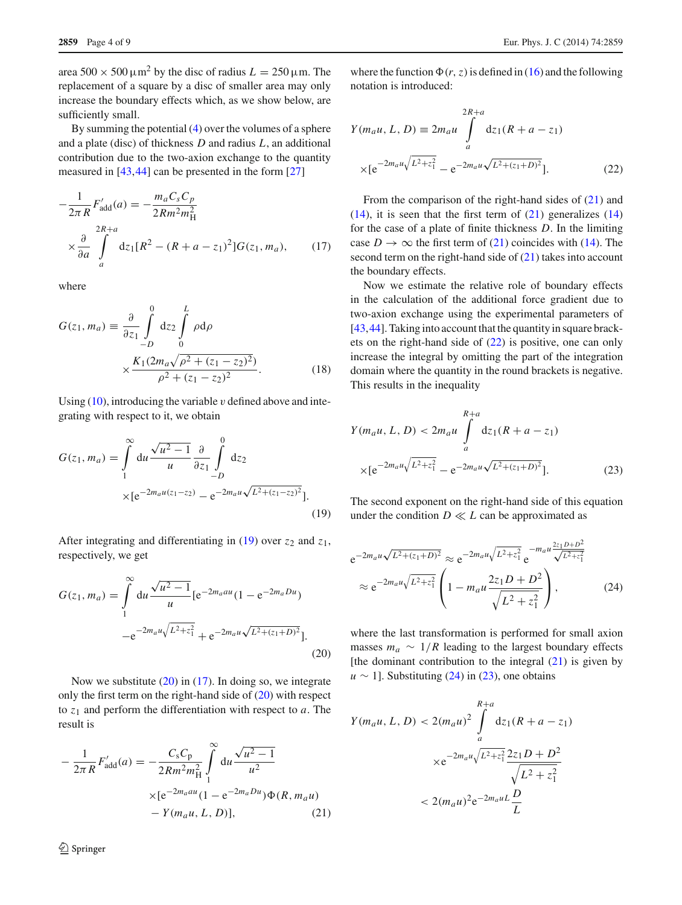area $500 \times 500\,\mu\mathrm{m}^2$ by the disc of radius $L = 250\,\mu$m. The replacement of a square by a disc of smaller area may only increase the boundary effects which, as we show below, are sufficiently small.

By summing the potential (4) over the volumes of a sphere and a plate (disc) of thickness $D$ and radius $L$, an additional contribution due to the two-axion exchange to the quantity measured in [43,44] can be presented in the form [27]

$$
-\frac{1}{2\pi R}F'_{\mathrm{add}}(a) = -\frac{m_a C_s C_p}{2Rm^2 m_{\mathrm{H}}^2} \times \frac{\partial}{\partial a}\int_a^{2R+a} dz_1 [R^2 - (R+a-z_1)^2] G(z_1, m_a), \tag{17}
$$

where

$$
G(z_1, m_a) \equiv \frac{\partial}{\partial z_1}\int_{-D}^{0} dz_2 \int_0^L \rho d\rho \times \frac{K_1(2m_a\sqrt{\rho^2 + (z_1 - z_2)^2})}{\rho^2 + (z_1 - z_2)^2}. \tag{18}
$$

Using (10), introducing the variable $v$ defined above and integrating with respect to it, we obtain

$$
G(z_1, m_a) = \int_1^\infty du \frac{\sqrt{u^2-1}}{u} \frac{\partial}{\partial z_1}\int_{-D}^{0} dz_2 \times [e^{-2m_a u(z_1 - z_2)} - e^{-2m_a u\sqrt{L^2 + (z_1 - z_2)^2}}]. \tag{19}
$$

After integrating and differentiating in (19) over $z_2$ and $z_1$, respectively, we get

$$
G(z_1, m_a) = \int_1^\infty du \frac{\sqrt{u^2-1}}{u}[e^{-2m_a a u}(1 - e^{-2m_a D u}) - e^{-2m_a u\sqrt{L^2 + z_1^2}} + e^{-2m_a u\sqrt{L^2 + (z_1 + D)^2}}]. \tag{20}
$$

Now we substitute (20) in (17). In doing so, we integrate only the first term on the right-hand side of (20) with respect to $z_1$ and perform the differentiation with respect to $a$. The result is

$$
-\frac{1}{2\pi R}F'_{\mathrm{add}}(a) = -\frac{C_s C_p}{2Rm^2 m_{\mathrm{H}}^2}\int_1^\infty du \frac{\sqrt{u^2-1}}{u^2} \times [e^{-2m_a a u}(1 - e^{-2m_a D u})\Phi(R, m_a u) - Y(m_a u, L, D)], \tag{21}
$$

where the function $\Phi(r, z)$ is defined in (16) and the following notation is introduced:

$$
Y(m_a u, L, D) \equiv 2m_a u \int_a^{2R+a} dz_1 (R + a - z_1) \times [e^{-2m_a u\sqrt{L^2 + z_1^2}} - e^{-2m_a u\sqrt{L^2 + (z_1 + D)^2}}]. \tag{22}
$$

From the comparison of the right-hand sides of (21) and (14), it is seen that the first term of (21) generalizes (14) for the case of a plate of finite thickness $D$. In the limiting case $D \to \infty$ the first term of (21) coincides with (14). The second term on the right-hand side of (21) takes into account the boundary effects.

Now we estimate the relative role of boundary effects in the calculation of the additional force gradient due to two-axion exchange using the experimental parameters of [43,44]. Taking into account that the quantity in square brackets on the right-hand side of (22) is positive, one can only increase the integral by omitting the part of the integration domain where the quantity in the round brackets is negative. This results in the inequality

$$
Y(m_a u, L, D) < 2m_a u \int_a^{R+a} dz_1 (R + a - z_1) \times [e^{-2m_a u\sqrt{L^2 + z_1^2}} - e^{-2m_a u\sqrt{L^2 + (z_1 + D)^2}}]. \tag{23}
$$

The second exponent on the right-hand side of this equation under the condition $D \ll L$ can be approximated as

$$
e^{-2m_a u\sqrt{L^2 + (z_1 + D)^2}} \approx e^{-2m_a u\sqrt{L^2 + z_1^2}} e^{-m_a u\frac{2z_1 D + D^2}{\sqrt{L^2 + z_1^2}}} \approx e^{-2m_a u\sqrt{L^2 + z_1^2}}\left(1 - m_a u\frac{2z_1 D + D^2}{\sqrt{L^2 + z_1^2}}\right), \tag{24}
$$

where the last transformation is performed for small axion masses $m_a \sim 1/R$ leading to the largest boundary effects [the dominant contribution to the integral (21) is given by $u \sim 1$]. Substituting (24) in (23), one obtains

$$
Y(m_a u, L, D) < 2(m_a u)^2 \int_a^{R+a} dz_1 (R + a - z_1) \times e^{-2m_a u\sqrt{L^2 + z_1^2}} \frac{2z_1 D + D^2}{\sqrt{L^2 + z_1^2}} < 2(m_a u)^2 e^{-2m_a u L}\frac{D}{L}
$$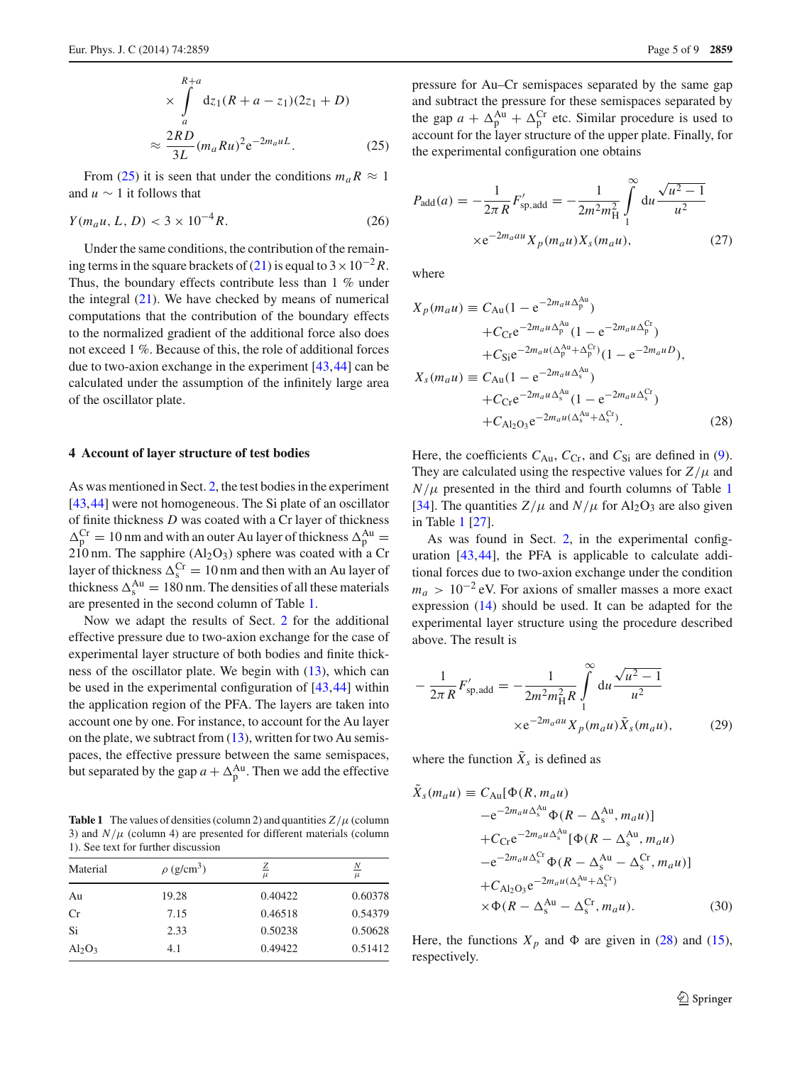$$\times \int_{a}^{R+a} dz_1 (R + a - z_1)(2z_1 + D)$$

$$\approx \frac{2RD}{3L}(m_a Ru)^2 e^{-2m_a uL}. \tag{25}$$

From (25) it is seen that under the conditions $m_a R \approx 1$ and $u \sim 1$ it follows that

$$Y(m_a u, L, D) < 3 \times 10^{-4} R. \tag{26}$$

Under the same conditions, the contribution of the remaining terms in the square brackets of (21) is equal to $3 \times 10^{-2} R$. Thus, the boundary effects contribute less than 1 % under the integral (21). We have checked by means of numerical computations that the contribution of the boundary effects to the normalized gradient of the additional force also does not exceed 1 %. Because of this, the role of additional forces due to two-axion exchange in the experiment [43,44] can be calculated under the assumption of the infinitely large area of the oscillator plate.

## 4 Account of layer structure of test bodies

As was mentioned in Sect. 2, the test bodies in the experiment [43,44] were not homogeneous. The Si plate of an oscillator of finite thickness $D$ was coated with a Cr layer of thickness $\Delta_p^{Cr} = 10$ nm and with an outer Au layer of thickness $\Delta_p^{Au} = 210$ nm. The sapphire ($Al_2O_3$) sphere was coated with a Cr layer of thickness $\Delta_s^{Cr} = 10$ nm and then with an Au layer of thickness $\Delta_s^{Au} = 180$ nm. The densities of all these materials are presented in the second column of Table 1.

Now we adapt the results of Sect. 2 for the additional effective pressure due to two-axion exchange for the case of experimental layer structure of both bodies and finite thickness of the oscillator plate. We begin with (13), which can be used in the experimental configuration of [43,44] within the application region of the PFA. The layers are taken into account one by one. For instance, to account for the Au layer on the plate, we subtract from (13), written for two Au semispaces, the effective pressure between the same semispaces, but separated by the gap $a + \Delta_p^{Au}$. Then we add the effective pressure for Au–Cr semispaces separated by the same gap and subtract the pressure for these semispaces separated by the gap $a + \Delta_p^{Au} + \Delta_p^{Cr}$ etc. Similar procedure is used to account for the layer structure of the upper plate. Finally, for the experimental configuration one obtains

$$P_{\text{add}}(a) = -\frac{1}{2\pi R} F'_{\text{sp,add}} = -\frac{1}{2m^2 m_H^2} \int_1^\infty du \frac{\sqrt{u^2 - 1}}{u^2} \times e^{-2m_a au} X_p(m_a u) X_s(m_a u), \tag{27}$$

where

$$\begin{aligned}
X_p(m_a u) \equiv\ & C_{\text{Au}}(1 - e^{-2m_a u\Delta_p^{\text{Au}}}) \\
& + C_{\text{Cr}} e^{-2m_a u\Delta_p^{\text{Au}}}(1 - e^{-2m_a u\Delta_p^{\text{Cr}}}) \\
& + C_{\text{Si}} e^{-2m_a u(\Delta_p^{\text{Au}} + \Delta_p^{\text{Cr}})}(1 - e^{-2m_a uD}), \\
X_s(m_a u) \equiv\ & C_{\text{Au}}(1 - e^{-2m_a u\Delta_s^{\text{Au}}}) \\
& + C_{\text{Cr}} e^{-2m_a u\Delta_s^{\text{Au}}}(1 - e^{-2m_a u\Delta_s^{\text{Cr}}}) \\
& + C_{\text{Al}_2\text{O}_3} e^{-2m_a u(\Delta_s^{\text{Au}} + \Delta_s^{\text{Cr}})}.
\end{aligned} \tag{28}$$

Here, the coefficients $C_{\text{Au}}$, $C_{\text{Cr}}$, and $C_{\text{Si}}$ are defined in (9). They are calculated using the respective values for $Z/\mu$ and $N/\mu$ presented in the third and fourth columns of Table 1 [34]. The quantities $Z/\mu$ and $N/\mu$ for $Al_2O_3$ are also given in Table 1 [27].

As was found in Sect. 2, in the experimental configuration [43,44], the PFA is applicable to calculate additional forces due to two-axion exchange under the condition $m_a > 10^{-2}$ eV. For axions of smaller masses a more exact expression (14) should be used. It can be adapted for the experimental layer structure using the procedure described above. The result is

$$-\frac{1}{2\pi R} F'_{\text{sp,add}} = -\frac{1}{2m^2 m_H^2 R} \int_1^\infty du \frac{\sqrt{u^2 - 1}}{u^2} \times e^{-2m_a au} X_p(m_a u) \tilde{X}_s(m_a u), \tag{29}$$

where the function $\tilde{X}_s$ is defined as

$$\begin{aligned}
\tilde{X}_s(m_a u) \equiv\ & C_{\text{Au}}[\Phi(R, m_a u) \\
& - e^{-2m_a u\Delta_s^{\text{Au}}} \Phi(R - \Delta_s^{\text{Au}}, m_a u)] \\
& + C_{\text{Cr}} e^{-2m_a u\Delta_s^{\text{Au}}} [\Phi(R - \Delta_s^{\text{Au}}, m_a u) \\
& - e^{-2m_a u\Delta_s^{\text{Cr}}} \Phi(R - \Delta_s^{\text{Au}} - \Delta_s^{\text{Cr}}, m_a u)] \\
& + C_{\text{Al}_2\text{O}_3} e^{-2m_a u(\Delta_s^{\text{Au}} + \Delta_s^{\text{Cr}})} \\
& \times \Phi(R - \Delta_s^{\text{Au}} - \Delta_s^{\text{Cr}}, m_a u).
\end{aligned} \tag{30}$$

Here, the functions $X_p$ and $\Phi$ are given in (28) and (15), respectively.

**Table 1** The values of densities (column 2) and quantities $Z/\mu$ (column 3) and $N/\mu$ (column 4) are presented for different materials (column 1). See text for further discussion

| Material | $\rho$ (g/cm$^3$) | $\frac{Z}{\mu}$ | $\frac{N}{\mu}$ |
|---|---|---|---|
| Au | 19.28 | 0.40422 | 0.60378 |
| Cr | 7.15 | 0.46518 | 0.54379 |
| Si | 2.33 | 0.50238 | 0.50628 |
| $Al_2O_3$ | 4.1 | 0.49422 | 0.51412 |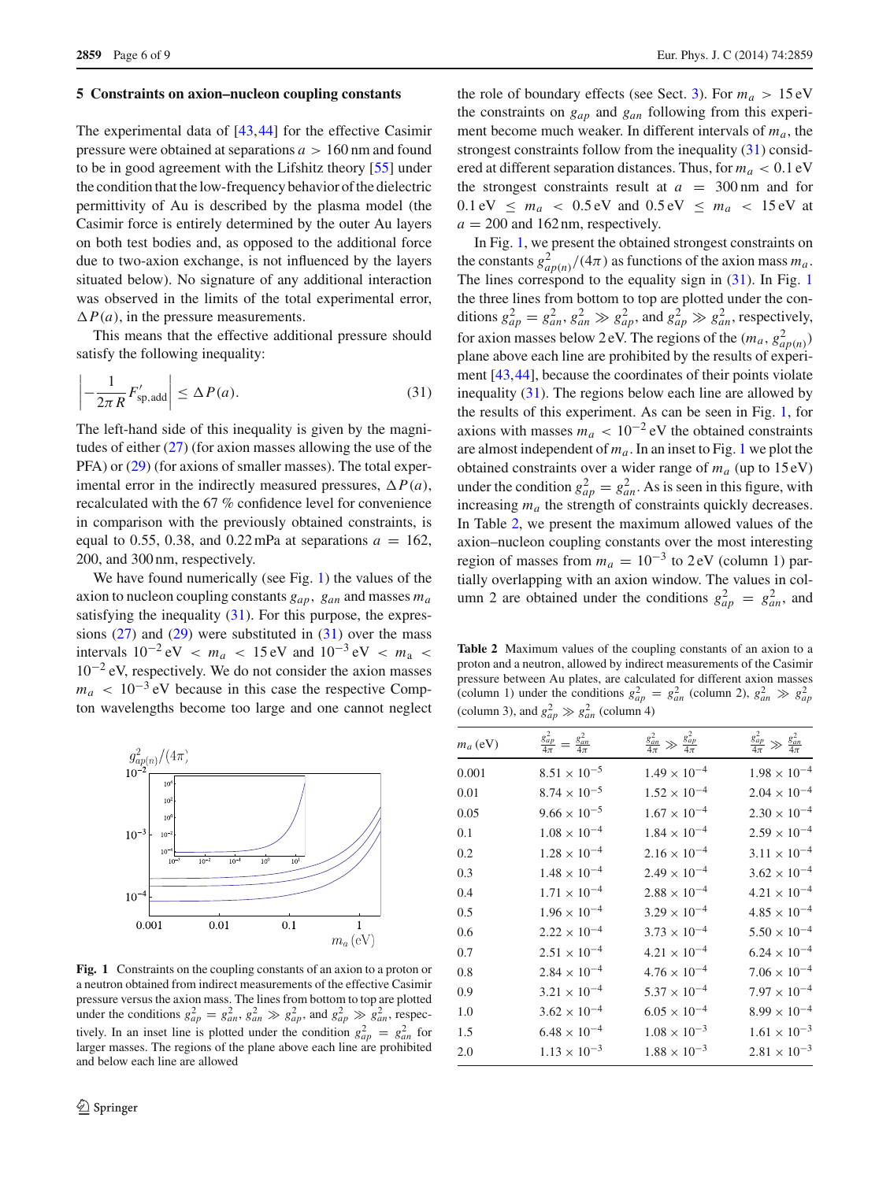## 5 Constraints on axion–nucleon coupling constants

The experimental data of [43,44] for the effective Casimir pressure were obtained at separations $a > 160$ nm and found to be in good agreement with the Lifshitz theory [55] under the condition that the low-frequency behavior of the dielectric permittivity of Au is described by the plasma model (the Casimir force is entirely determined by the outer Au layers on both test bodies and, as opposed to the additional force due to two-axion exchange, is not influenced by the layers situated below). No signature of any additional interaction was observed in the limits of the total experimental error, $\Delta P(a)$, in the pressure measurements.

This means that the effective additional pressure should satisfy the following inequality:

$$\left| -\frac{1}{2\pi R} F'_{\mathrm{sp,add}} \right| \leq \Delta P(a). \tag{31}$$

The left-hand side of this inequality is given by the magnitudes of either (27) (for axion masses allowing the use of the PFA) or (29) (for axions of smaller masses). The total experimental error in the indirectly measured pressures, $\Delta P(a)$, recalculated with the 67 % confidence level for convenience in comparison with the previously obtained constraints, is equal to 0.55, 0.38, and 0.22 mPa at separations $a = 162$, 200, and 300 nm, respectively.

We have found numerically (see Fig. 1) the values of the axion to nucleon coupling constants $g_{ap}$, $g_{an}$ and masses $m_a$ satisfying the inequality (31). For this purpose, the expressions (27) and (29) were substituted in (31) over the mass intervals $10^{-2}$ eV $< m_a <$ 15 eV and $10^{-3}$ eV $< m_a < 10^{-2}$ eV, respectively. We do not consider the axion masses $m_a < 10^{-3}$ eV because in this case the respective Compton wavelengths become too large and one cannot neglect the role of boundary effects (see Sect. 3). For $m_a > 15$ eV the constraints on $g_{ap}$ and $g_{an}$ following from this experiment become much weaker. In different intervals of $m_a$, the strongest constraints follow from the inequality (31) considered at different separation distances. Thus, for $m_a < 0.1$ eV the strongest constraints result at $a = 300$ nm and for $0.1$ eV $\leq m_a < 0.5$ eV and $0.5$ eV $\leq m_a < 15$ eV at $a = 200$ and 162 nm, respectively.

**Fig. 1** Constraints on the coupling constants of an axion to a proton or a neutron obtained from indirect measurements of the effective Casimir pressure versus the axion mass. The lines from bottom to top are plotted under the conditions $g_{ap}^2 = g_{an}^2$, $g_{an}^2 \gg g_{ap}^2$, and $g_{ap}^2 \gg g_{an}^2$, respectively. In an inset line is plotted under the condition $g_{ap}^2 = g_{an}^2$ for larger masses. The regions of the plane above each line are prohibited and below each line are allowed

In Fig. 1, we present the obtained strongest constraints on the constants $g_{ap(n)}^2/(4\pi)$ as functions of the axion mass $m_a$. The lines correspond to the equality sign in (31). In Fig. 1 the three lines from bottom to top are plotted under the conditions $g_{ap}^2 = g_{an}^2$, $g_{an}^2 \gg g_{ap}^2$, and $g_{ap}^2 \gg g_{an}^2$, respectively, for axion masses below 2 eV. The regions of the $(m_a, g_{ap(n)}^2)$ plane above each line are prohibited by the results of experiment [43,44], because the coordinates of their points violate inequality (31). The regions below each line are allowed by the results of this experiment. As can be seen in Fig. 1, for axions with masses $m_a < 10^{-2}$ eV the obtained constraints are almost independent of $m_a$. In an inset to Fig. 1 we plot the obtained constraints over a wider range of $m_a$ (up to 15 eV) under the condition $g_{ap}^2 = g_{an}^2$. As is seen in this figure, with increasing $m_a$ the strength of constraints quickly decreases. In Table 2, we present the maximum allowed values of the axion–nucleon coupling constants over the most interesting region of masses from $m_a = 10^{-3}$ to 2 eV (column 1) partially overlapping with an axion window. The values in column 2 are obtained under the conditions $g_{ap}^2 = g_{an}^2$, and

**Table 2** Maximum values of the coupling constants of an axion to a proton and a neutron, allowed by indirect measurements of the Casimir pressure between Au plates, are calculated for different axion masses (column 1) under the conditions $g_{ap}^2 = g_{an}^2$ (column 2), $g_{an}^2 \gg g_{ap}^2$ (column 3), and $g_{ap}^2 \gg g_{an}^2$ (column 4)

| $m_a$ (eV) | $\frac{g_{ap}^2}{4\pi} = \frac{g_{an}^2}{4\pi}$ | $\frac{g_{an}^2}{4\pi} \gg \frac{g_{ap}^2}{4\pi}$ | $\frac{g_{ap}^2}{4\pi} \gg \frac{g_{an}^2}{4\pi}$ |
|---|---|---|---|
| 0.001 | $8.51 \times 10^{-5}$ | $1.49 \times 10^{-4}$ | $1.98 \times 10^{-4}$ |
| 0.01 | $8.74 \times 10^{-5}$ | $1.52 \times 10^{-4}$ | $2.04 \times 10^{-4}$ |
| 0.05 | $9.66 \times 10^{-5}$ | $1.67 \times 10^{-4}$ | $2.30 \times 10^{-4}$ |
| 0.1 | $1.08 \times 10^{-4}$ | $1.84 \times 10^{-4}$ | $2.59 \times 10^{-4}$ |
| 0.2 | $1.28 \times 10^{-4}$ | $2.16 \times 10^{-4}$ | $3.11 \times 10^{-4}$ |
| 0.3 | $1.48 \times 10^{-4}$ | $2.49 \times 10^{-4}$ | $3.62 \times 10^{-4}$ |
| 0.4 | $1.71 \times 10^{-4}$ | $2.88 \times 10^{-4}$ | $4.21 \times 10^{-4}$ |
| 0.5 | $1.96 \times 10^{-4}$ | $3.29 \times 10^{-4}$ | $4.85 \times 10^{-4}$ |
| 0.6 | $2.22 \times 10^{-4}$ | $3.73 \times 10^{-4}$ | $5.50 \times 10^{-4}$ |
| 0.7 | $2.51 \times 10^{-4}$ | $4.21 \times 10^{-4}$ | $6.24 \times 10^{-4}$ |
| 0.8 | $2.84 \times 10^{-4}$ | $4.76 \times 10^{-4}$ | $7.06 \times 10^{-4}$ |
| 0.9 | $3.21 \times 10^{-4}$ | $5.37 \times 10^{-4}$ | $7.97 \times 10^{-4}$ |
| 1.0 | $3.62 \times 10^{-4}$ | $6.05 \times 10^{-4}$ | $8.99 \times 10^{-4}$ |
| 1.5 | $6.48 \times 10^{-4}$ | $1.08 \times 10^{-3}$ | $1.61 \times 10^{-3}$ |
| 2.0 | $1.13 \times 10^{-3}$ | $1.88 \times 10^{-3}$ | $2.81 \times 10^{-3}$ |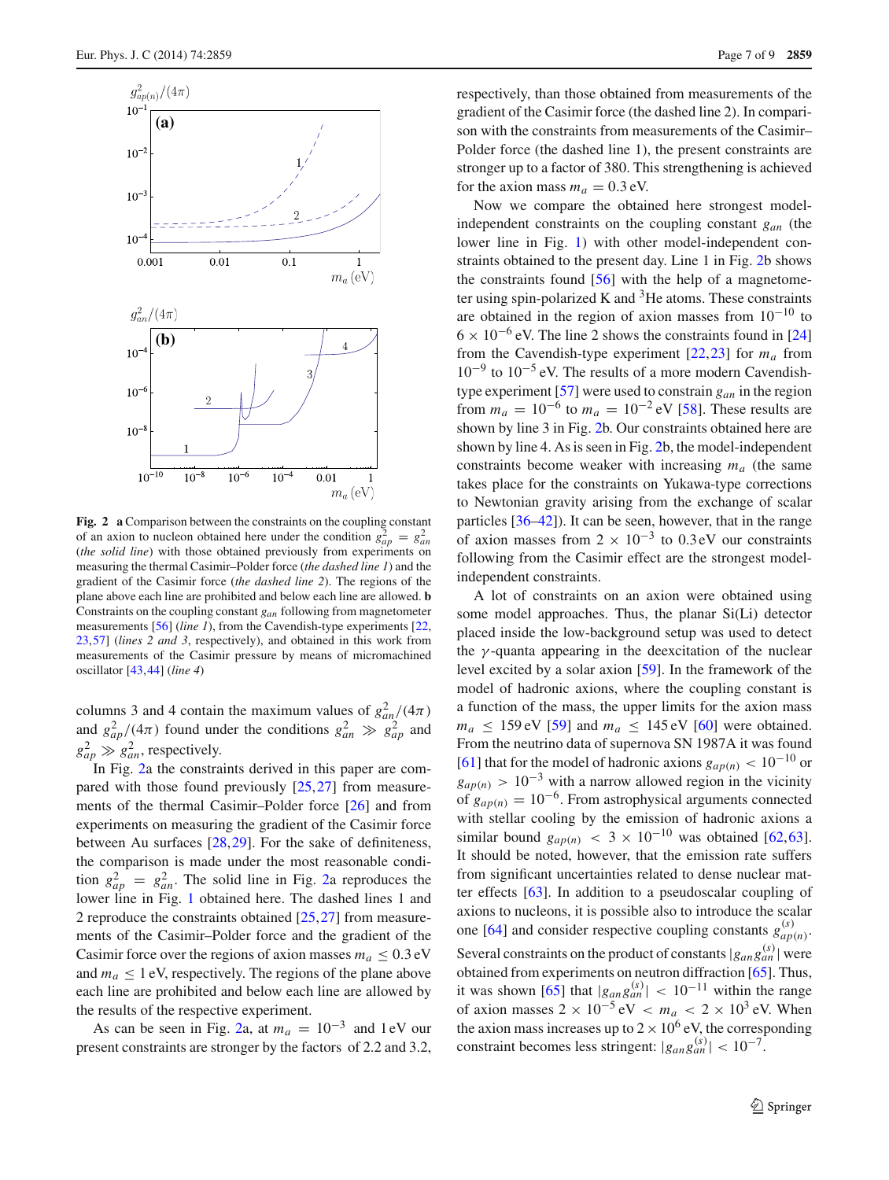**Fig. 2** **a** Comparison between the constraints on the coupling constant of an axion to nucleon obtained here under the condition $g_{ap}^2 = g_{an}^2$ (*the solid line*) with those obtained previously from experiments on measuring the thermal Casimir–Polder force (*the dashed line 1*) and the gradient of the Casimir force (*the dashed line 2*). The regions of the plane above each line are prohibited and below each line are allowed. **b** Constraints on the coupling constant $g_{an}$ following from magnetometer measurements [56] (*line 1*), from the Cavendish-type experiments [22, 23, 57] (*lines 2 and 3*, respectively), and obtained in this work from measurements of the Casimir pressure by means of micromachined oscillator [43, 44] (*line 4*)

columns 3 and 4 contain the maximum values of $g_{an}^2/(4\pi)$ and $g_{ap}^2/(4\pi)$ found under the conditions $g_{an}^2 \gg g_{ap}^2$ and $g_{ap}^2 \gg g_{an}^2$, respectively.

In Fig. 2a the constraints derived in this paper are compared with those found previously [25, 27] from measurements of the thermal Casimir–Polder force [26] and from experiments on measuring the gradient of the Casimir force between Au surfaces [28, 29]. For the sake of definiteness, the comparison is made under the most reasonable condition $g_{ap}^2 = g_{an}^2$. The solid line in Fig. 2a reproduces the lower line in Fig. 1 obtained here. The dashed lines 1 and 2 reproduce the constraints obtained [25, 27] from measurements of the Casimir–Polder force and the gradient of the Casimir force over the regions of axion masses $m_a \leq 0.3$ eV and $m_a \leq 1$ eV, respectively. The regions of the plane above each line are prohibited and below each line are allowed by the results of the respective experiment.

As can be seen in Fig. 2a, at $m_a = 10^{-3}$ and 1 eV our present constraints are stronger by the factors of 2.2 and 3.2, respectively, than those obtained from measurements of the gradient of the Casimir force (the dashed line 2). In comparison with the constraints from measurements of the Casimir–Polder force (the dashed line 1), the present constraints are stronger up to a factor of 380. This strengthening is achieved for the axion mass $m_a = 0.3$ eV.

Now we compare the obtained here strongest model-independent constraints on the coupling constant $g_{an}$ (the lower line in Fig. 1) with other model-independent constraints obtained to the present day. Line 1 in Fig. 2b shows the constraints found [56] with the help of a magnetometer using spin-polarized K and $^3$He atoms. These constraints are obtained in the region of axion masses from $10^{-10}$ to $6 \times 10^{-6}$ eV. The line 2 shows the constraints found in [24] from the Cavendish-type experiment [22, 23] for $m_a$ from $10^{-9}$ to $10^{-5}$ eV. The results of a more modern Cavendish-type experiment [57] were used to constrain $g_{an}$ in the region from $m_a = 10^{-6}$ to $m_a = 10^{-2}$ eV [58]. These results are shown by line 3 in Fig. 2b. Our constraints obtained here are shown by line 4. As is seen in Fig. 2b, the model-independent constraints become weaker with increasing $m_a$ (the same takes place for the constraints on Yukawa-type corrections to Newtonian gravity arising from the exchange of scalar particles [36–42]). It can be seen, however, that in the range of axion masses from $2 \times 10^{-3}$ to 0.3 eV our constraints following from the Casimir effect are the strongest model-independent constraints.

A lot of constraints on an axion were obtained using some model approaches. Thus, the planar Si(Li) detector placed inside the low-background setup was used to detect the $\gamma$-quanta appearing in the deexcitation of the nuclear level excited by a solar axion [59]. In the framework of the model of hadronic axions, where the coupling constant is a function of the mass, the upper limits for the axion mass $m_a \leq 159$ eV [59] and $m_a \leq 145$ eV [60] were obtained. From the neutrino data of supernova SN 1987A it was found [61] that for the model of hadronic axions $g_{ap(n)} < 10^{-10}$ or $g_{ap(n)} > 10^{-3}$ with a narrow allowed region in the vicinity of $g_{ap(n)} = 10^{-6}$. From astrophysical arguments connected with stellar cooling by the emission of hadronic axions a similar bound $g_{ap(n)} < 3 \times 10^{-10}$ was obtained [62, 63]. It should be noted, however, that the emission rate suffers from significant uncertainties related to dense nuclear matter effects [63]. In addition to a pseudoscalar coupling of axions to nucleons, it is possible also to introduce the scalar one [64] and consider respective coupling constants $g_{ap(n)}^{(s)}$. Several constraints on the product of constants $|g_{an}g_{an}^{(s)}|$ were obtained from experiments on neutron diffraction [65]. Thus, it was shown [65] that $|g_{an}g_{an}^{(s)}| < 10^{-11}$ within the range of axion masses $2 \times 10^{-5}$ eV $< m_a < 2 \times 10^3$ eV. When the axion mass increases up to $2 \times 10^6$ eV, the corresponding constraint becomes less stringent: $|g_{an}g_{an}^{(s)}| < 10^{-7}$.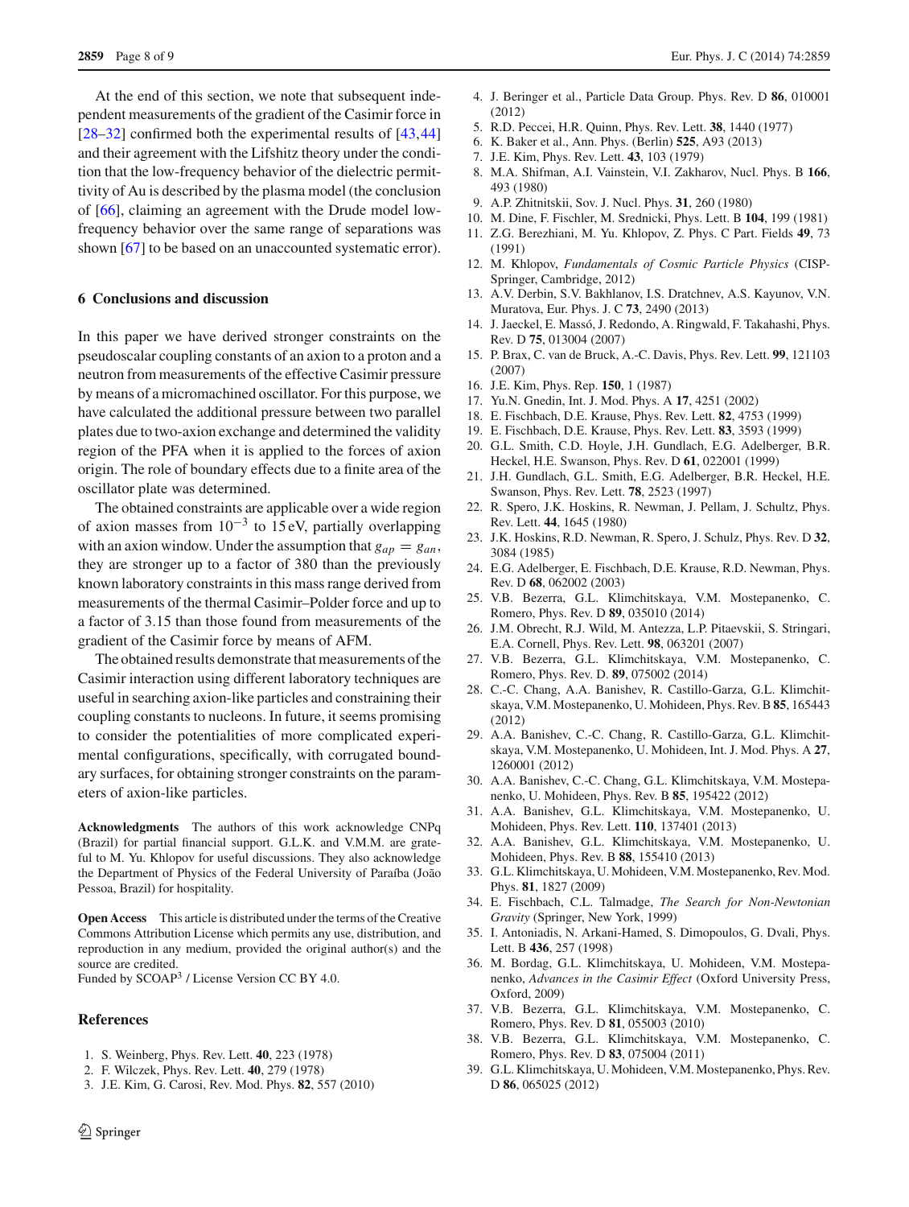At the end of this section, we note that subsequent independent measurements of the gradient of the Casimir force in [28–32] confirmed both the experimental results of [43,44] and their agreement with the Lifshitz theory under the condition that the low-frequency behavior of the dielectric permittivity of Au is described by the plasma model (the conclusion of [66], claiming an agreement with the Drude model low-frequency behavior over the same range of separations was shown [67] to be based on an unaccounted systematic error).

## 6 Conclusions and discussion

In this paper we have derived stronger constraints on the pseudoscalar coupling constants of an axion to a proton and a neutron from measurements of the effective Casimir pressure by means of a micromachined oscillator. For this purpose, we have calculated the additional pressure between two parallel plates due to two-axion exchange and determined the validity region of the PFA when it is applied to the forces of axion origin. The role of boundary effects due to a finite area of the oscillator plate was determined.

The obtained constraints are applicable over a wide region of axion masses from $10^{-3}$ to 15 eV, partially overlapping with an axion window. Under the assumption that $g_{ap} = g_{an}$, they are stronger up to a factor of 380 than the previously known laboratory constraints in this mass range derived from measurements of the thermal Casimir–Polder force and up to a factor of 3.15 than those found from measurements of the gradient of the Casimir force by means of AFM.

The obtained results demonstrate that measurements of the Casimir interaction using different laboratory techniques are useful in searching axion-like particles and constraining their coupling constants to nucleons. In future, it seems promising to consider the potentialities of more complicated experimental configurations, specifically, with corrugated boundary surfaces, for obtaining stronger constraints on the parameters of axion-like particles.

**Acknowledgments** The authors of this work acknowledge CNPq (Brazil) for partial financial support. G.L.K. and V.M.M. are grateful to M. Yu. Khlopov for useful discussions. They also acknowledge the Department of Physics of the Federal University of Paraíba (João Pessoa, Brazil) for hospitality.

**Open Access** This article is distributed under the terms of the Creative Commons Attribution License which permits any use, distribution, and reproduction in any medium, provided the original author(s) and the source are credited.
Funded by SCOAP[3] / License Version CC BY 4.0.

## References

1. S. Weinberg, Phys. Rev. Lett. **40**, 223 (1978)
2. F. Wilczek, Phys. Rev. Lett. **40**, 279 (1978)
3. J.E. Kim, G. Carosi, Rev. Mod. Phys. **82**, 557 (2010)
4. J. Beringer et al., Particle Data Group. Phys. Rev. D **86**, 010001 (2012)
5. R.D. Peccei, H.R. Quinn, Phys. Rev. Lett. **38**, 1440 (1977)
6. K. Baker et al., Ann. Phys. (Berlin) **525**, A93 (2013)
7. J.E. Kim, Phys. Rev. Lett. **43**, 103 (1979)
8. M.A. Shifman, A.I. Vainstein, V.I. Zakharov, Nucl. Phys. B **166**, 493 (1980)
9. A.P. Zhitnitskii, Sov. J. Nucl. Phys. **31**, 260 (1980)
10. M. Dine, F. Fischler, M. Srednicki, Phys. Lett. B **104**, 199 (1981)
11. Z.G. Berezhiani, M. Yu. Khlopov, Z. Phys. C Part. Fields **49**, 73 (1991)
12. M. Khlopov, *Fundamentals of Cosmic Particle Physics* (CISP-Springer, Cambridge, 2012)
13. A.V. Derbin, S.V. Bakhlanov, I.S. Dratchnev, A.S. Kayunov, V.N. Muratova, Eur. Phys. J. C **73**, 2490 (2013)
14. J. Jaeckel, E. Massó, J. Redondo, A. Ringwald, F. Takahashi, Phys. Rev. D **75**, 013004 (2007)
15. P. Brax, C. van de Bruck, A.-C. Davis, Phys. Rev. Lett. **99**, 121103 (2007)
16. J.E. Kim, Phys. Rep. **150**, 1 (1987)
17. Yu.N. Gnedin, Int. J. Mod. Phys. A **17**, 4251 (2002)
18. E. Fischbach, D.E. Krause, Phys. Rev. Lett. **82**, 4753 (1999)
19. E. Fischbach, D.E. Krause, Phys. Rev. Lett. **83**, 3593 (1999)
20. G.L. Smith, C.D. Hoyle, J.H. Gundlach, E.G. Adelberger, B.R. Heckel, H.E. Swanson, Phys. Rev. D **61**, 022001 (1999)
21. J.H. Gundlach, G.L. Smith, E.G. Adelberger, B.R. Heckel, H.E. Swanson, Phys. Rev. Lett. **78**, 2523 (1997)
22. R. Spero, J.K. Hoskins, R. Newman, J. Pellam, J. Schultz, Phys. Rev. Lett. **44**, 1645 (1980)
23. J.K. Hoskins, R.D. Newman, R. Spero, J. Schulz, Phys. Rev. D **32**, 3084 (1985)
24. E.G. Adelberger, E. Fischbach, D.E. Krause, R.D. Newman, Phys. Rev. D **68**, 062002 (2003)
25. V.B. Bezerra, G.L. Klimchitskaya, V.M. Mostepanenko, C. Romero, Phys. Rev. D **89**, 035010 (2014)
26. J.M. Obrecht, R.J. Wild, M. Antezza, L.P. Pitaevskii, S. Stringari, E.A. Cornell, Phys. Rev. Lett. **98**, 063201 (2007)
27. V.B. Bezerra, G.L. Klimchitskaya, V.M. Mostepanenko, C. Romero, Phys. Rev. D. **89**, 075002 (2014)
28. C.-C. Chang, A.A. Banishev, R. Castillo-Garza, G.L. Klimchitskaya, V.M. Mostepanenko, U. Mohideen, Phys. Rev. B **85**, 165443 (2012)
29. A.A. Banishev, C.-C. Chang, R. Castillo-Garza, G.L. Klimchitskaya, V.M. Mostepanenko, U. Mohideen, Int. J. Mod. Phys. A **27**, 1260001 (2012)
30. A.A. Banishev, C.-C. Chang, G.L. Klimchitskaya, V.M. Mostepanenko, U. Mohideen, Phys. Rev. B **85**, 195422 (2012)
31. A.A. Banishev, G.L. Klimchitskaya, V.M. Mostepanenko, U. Mohideen, Phys. Rev. Lett. **110**, 137401 (2013)
32. A.A. Banishev, G.L. Klimchitskaya, V.M. Mostepanenko, U. Mohideen, Phys. Rev. B **88**, 155410 (2013)
33. G.L. Klimchitskaya, U. Mohideen, V.M. Mostepanenko, Rev. Mod. Phys. **81**, 1827 (2009)
34. E. Fischbach, C.L. Talmadge, *The Search for Non-Newtonian Gravity* (Springer, New York, 1999)
35. I. Antoniadis, N. Arkani-Hamed, S. Dimopoulos, G. Dvali, Phys. Lett. B **436**, 257 (1998)
36. M. Bordag, G.L. Klimchitskaya, U. Mohideen, V.M. Mostepanenko, *Advances in the Casimir Effect* (Oxford University Press, Oxford, 2009)
37. V.B. Bezerra, G.L. Klimchitskaya, V.M. Mostepanenko, C. Romero, Phys. Rev. D **81**, 055003 (2010)
38. V.B. Bezerra, G.L. Klimchitskaya, V.M. Mostepanenko, C. Romero, Phys. Rev. D **83**, 075004 (2011)
39. G.L. Klimchitskaya, U. Mohideen, V.M. Mostepanenko, Phys. Rev. D **86**, 065025 (2012)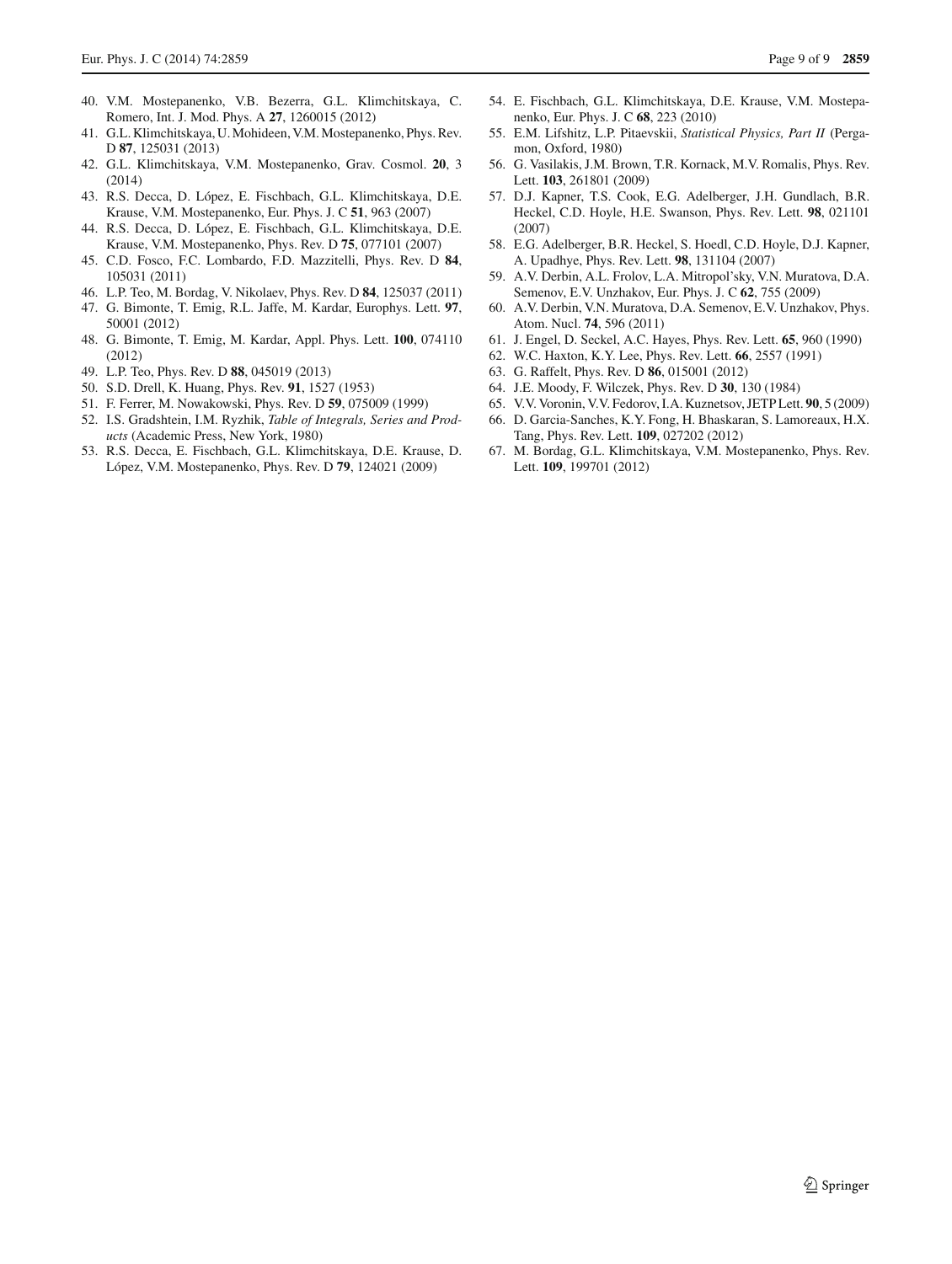40. V.M. Mostepanenko, V.B. Bezerra, G.L. Klimchitskaya, C. Romero, Int. J. Mod. Phys. A **27**, 1260015 (2012)
41. G.L. Klimchitskaya, U. Mohideen, V.M. Mostepanenko, Phys. Rev. D **87**, 125031 (2013)
42. G.L. Klimchitskaya, V.M. Mostepanenko, Grav. Cosmol. **20**, 3 (2014)
43. R.S. Decca, D. López, E. Fischbach, G.L. Klimchitskaya, D.E. Krause, V.M. Mostepanenko, Eur. Phys. J. C **51**, 963 (2007)
44. R.S. Decca, D. López, E. Fischbach, G.L. Klimchitskaya, D.E. Krause, V.M. Mostepanenko, Phys. Rev. D **75**, 077101 (2007)
45. C.D. Fosco, F.C. Lombardo, F.D. Mazzitelli, Phys. Rev. D **84**, 105031 (2011)
46. L.P. Teo, M. Bordag, V. Nikolaev, Phys. Rev. D **84**, 125037 (2011)
47. G. Bimonte, T. Emig, R.L. Jaffe, M. Kardar, Europhys. Lett. **97**, 50001 (2012)
48. G. Bimonte, T. Emig, M. Kardar, Appl. Phys. Lett. **100**, 074110 (2012)
49. L.P. Teo, Phys. Rev. D **88**, 045019 (2013)
50. S.D. Drell, K. Huang, Phys. Rev. **91**, 1527 (1953)
51. F. Ferrer, M. Nowakowski, Phys. Rev. D **59**, 075009 (1999)
52. I.S. Gradshtein, I.M. Ryzhik, *Table of Integrals, Series and Products* (Academic Press, New York, 1980)
53. R.S. Decca, E. Fischbach, G.L. Klimchitskaya, D.E. Krause, D. López, V.M. Mostepanenko, Phys. Rev. D **79**, 124021 (2009)
54. E. Fischbach, G.L. Klimchitskaya, D.E. Krause, V.M. Mostepanenko, Eur. Phys. J. C **68**, 223 (2010)
55. E.M. Lifshitz, L.P. Pitaevskii, *Statistical Physics, Part II* (Pergamon, Oxford, 1980)
56. G. Vasilakis, J.M. Brown, T.R. Kornack, M.V. Romalis, Phys. Rev. Lett. **103**, 261801 (2009)
57. D.J. Kapner, T.S. Cook, E.G. Adelberger, J.H. Gundlach, B.R. Heckel, C.D. Hoyle, H.E. Swanson, Phys. Rev. Lett. **98**, 021101 (2007)
58. E.G. Adelberger, B.R. Heckel, S. Hoedl, C.D. Hoyle, D.J. Kapner, A. Upadhye, Phys. Rev. Lett. **98**, 131104 (2007)
59. A.V. Derbin, A.L. Frolov, L.A. Mitropol'sky, V.N. Muratova, D.A. Semenov, E.V. Unzhakov, Eur. Phys. J. C **62**, 755 (2009)
60. A.V. Derbin, V.N. Muratova, D.A. Semenov, E.V. Unzhakov, Phys. Atom. Nucl. **74**, 596 (2011)
61. J. Engel, D. Seckel, A.C. Hayes, Phys. Rev. Lett. **65**, 960 (1990)
62. W.C. Haxton, K.Y. Lee, Phys. Rev. Lett. **66**, 2557 (1991)
63. G. Raffelt, Phys. Rev. D **86**, 015001 (2012)
64. J.E. Moody, F. Wilczek, Phys. Rev. D **30**, 130 (1984)
65. V.V. Voronin, V.V. Fedorov, I.A. Kuznetsov, JETP Lett. **90**, 5 (2009)
66. D. Garcia-Sanches, K.Y. Fong, H. Bhaskaran, S. Lamoreaux, H.X. Tang, Phys. Rev. Lett. **109**, 027202 (2012)
67. M. Bordag, G.L. Klimchitskaya, V.M. Mostepanenko, Phys. Rev. Lett. **109**, 199701 (2012)